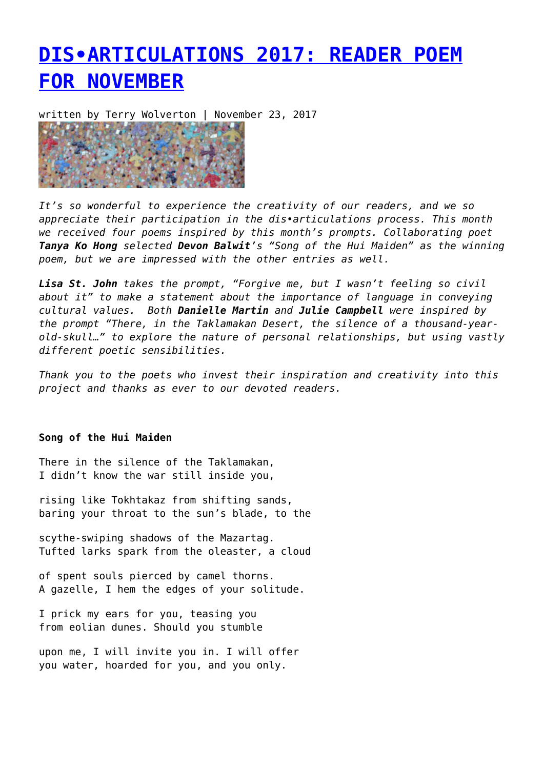# [DIS•ARTICULATIONS 2017: READER POEM FOR NOVEMBER]()

written by Terry Wolverton | November 23, 2017

*It's so wonderful to experience the creativity of our readers, and we so appreciate their participation in the dis•articulations process. This month we received four poems inspired by this month's prompts. Collaborating poet **Tanya Ko Hong** selected **Devon Balwit**'s "Song of the Hui Maiden" as the winning poem, but we are impressed with the other entries as well.*

***Lisa St. John** takes the prompt, "Forgive me, but I wasn't feeling so civil about it" to make a statement about the importance of language in conveying cultural values. Both **Danielle Martin** and **Julie Campbell** were inspired by the prompt "There, in the Taklamakan Desert, the silence of a thousand-year-old-skull…" to explore the nature of personal relationships, but using vastly different poetic sensibilities.*

*Thank you to the poets who invest their inspiration and creativity into this project and thanks as ever to our devoted readers.*

**Song of the Hui Maiden**

There in the silence of the Taklamakan,
I didn't know the war still inside you,

rising like Tokhtakaz from shifting sands,
baring your throat to the sun's blade, to the

scythe-swiping shadows of the Mazartag.
Tufted larks spark from the oleaster, a cloud

of spent souls pierced by camel thorns.
A gazelle, I hem the edges of your solitude.

I prick my ears for you, teasing you
from eolian dunes. Should you stumble

upon me, I will invite you in. I will offer
you water, hoarded for you, and you only.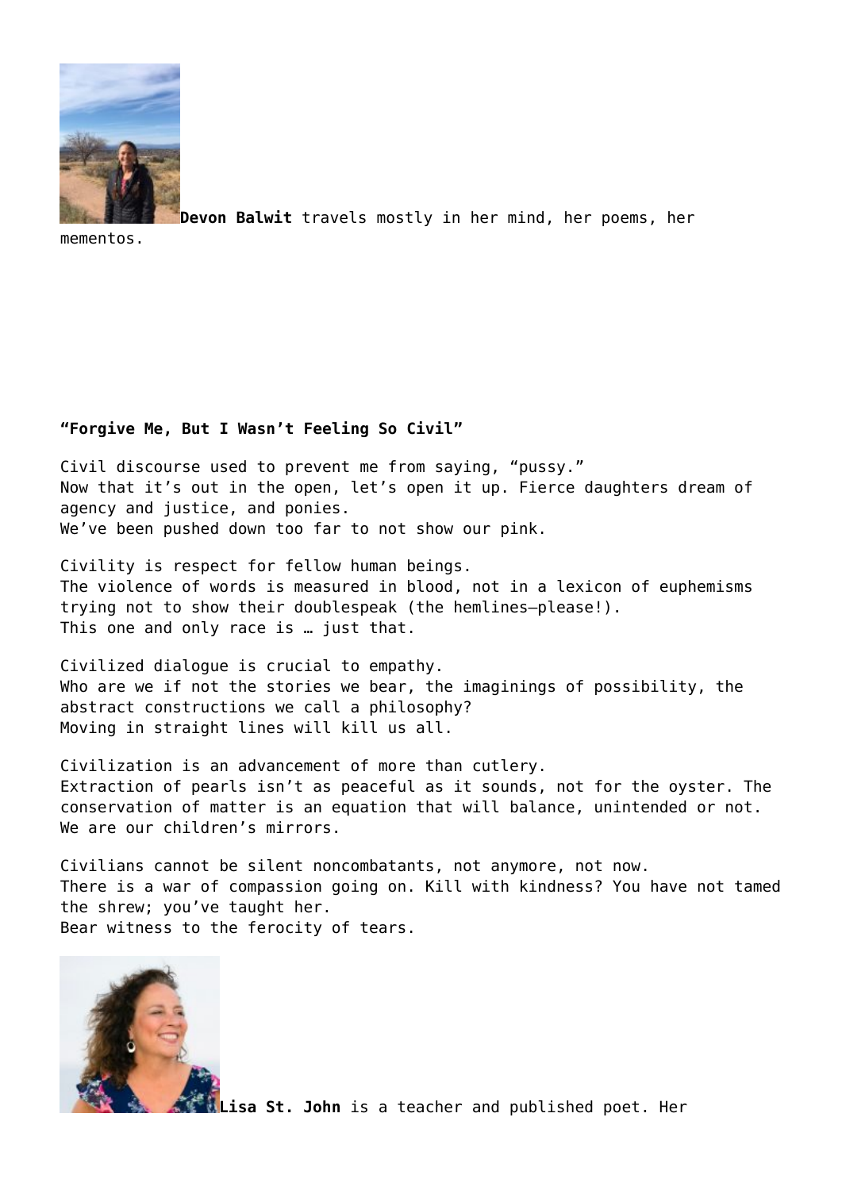**Devon Balwit** travels mostly in her mind, her poems, her mementos.

**"Forgive Me, But I Wasn't Feeling So Civil"**

Civil discourse used to prevent me from saying, "pussy."
Now that it's out in the open, let's open it up. Fierce daughters dream of agency and justice, and ponies.
We've been pushed down too far to not show our pink.

Civility is respect for fellow human beings.
The violence of words is measured in blood, not in a lexicon of euphemisms trying not to show their doublespeak (the hemlines—please!).
This one and only race is … just that.

Civilized dialogue is crucial to empathy.
Who are we if not the stories we bear, the imaginings of possibility, the abstract constructions we call a philosophy?
Moving in straight lines will kill us all.

Civilization is an advancement of more than cutlery.
Extraction of pearls isn't as peaceful as it sounds, not for the oyster. The conservation of matter is an equation that will balance, unintended or not.
We are our children's mirrors.

Civilians cannot be silent noncombatants, not anymore, not now.
There is a war of compassion going on. Kill with kindness? You have not tamed the shrew; you've taught her.
Bear witness to the ferocity of tears.

**Lisa St. John** is a teacher and published poet. Her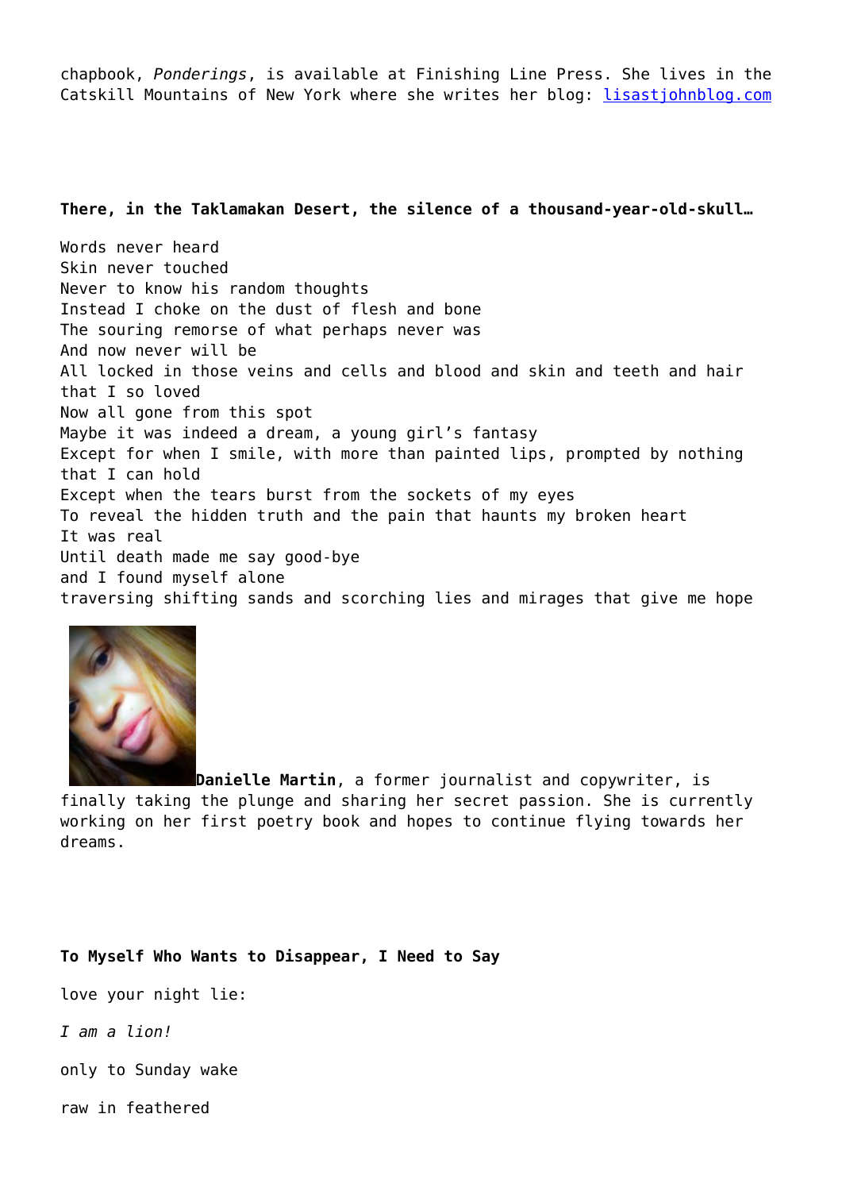chapbook, *Ponderings*, is available at Finishing Line Press. She lives in the Catskill Mountains of New York where she writes her blog: [lisastjohnblog.com](lisastjohnblog.com)

**There, in the Taklamakan Desert, the silence of a thousand-year-old-skull…**

Words never heard  
Skin never touched  
Never to know his random thoughts  
Instead I choke on the dust of flesh and bone  
The souring remorse of what perhaps never was  
And now never will be  
All locked in those veins and cells and blood and skin and teeth and hair that I so loved  
Now all gone from this spot  
Maybe it was indeed a dream, a young girl's fantasy  
Except for when I smile, with more than painted lips, prompted by nothing that I can hold  
Except when the tears burst from the sockets of my eyes  
To reveal the hidden truth and the pain that haunts my broken heart  
It was real  
Until death made me say good-bye  
and I found myself alone  
traversing shifting sands and scorching lies and mirages that give me hope

**Danielle Martin**, a former journalist and copywriter, is finally taking the plunge and sharing her secret passion. She is currently working on her first poetry book and hopes to continue flying towards her dreams.

**To Myself Who Wants to Disappear, I Need to Say**

love your night lie:

*I am a lion!*

only to Sunday wake

raw in feathered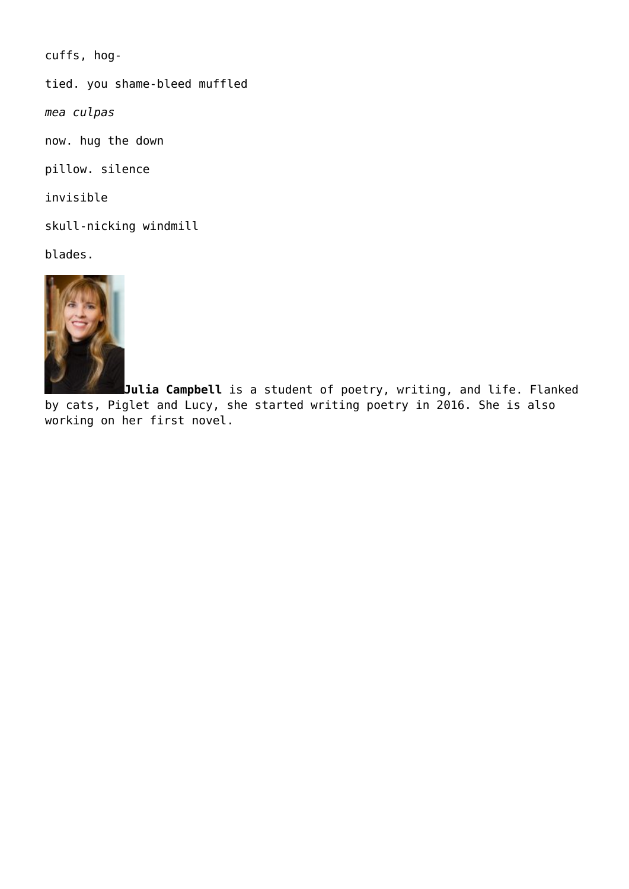cuffs, hog-

tied. you shame-bleed muffled

*mea culpas*

now. hug the down

pillow. silence

invisible

skull-nicking windmill

blades.

**Julia Campbell** is a student of poetry, writing, and life. Flanked by cats, Piglet and Lucy, she started writing poetry in 2016. She is also working on her first novel.